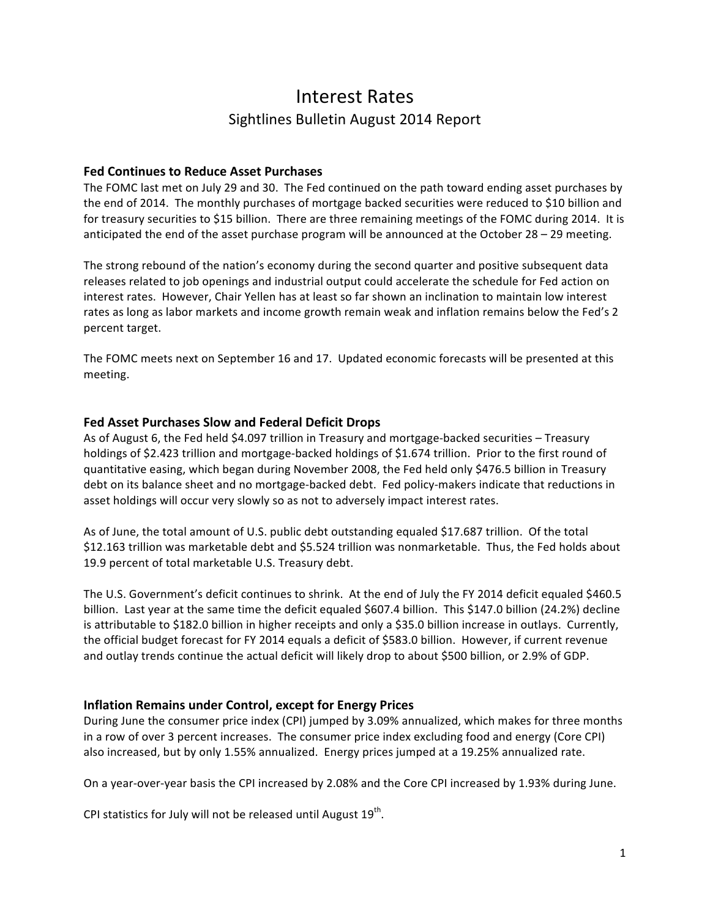# Interest Rates

## Sightlines Bulletin August 2014 Report

### Fed Continues to Reduce Asset Purchases

The FOMC last met on July 29 and 30. The Fed continued on the path toward ending asset purchases by the end of 2014. The monthly purchases of mortgage backed securities were reduced to $10 billion and for treasury securities to $15 billion. There are three remaining meetings of the FOMC during 2014. It is anticipated the end of the asset purchase program will be announced at the October 28 – 29 meeting.

The strong rebound of the nation's economy during the second quarter and positive subsequent data releases related to job openings and industrial output could accelerate the schedule for Fed action on interest rates. However, Chair Yellen has at least so far shown an inclination to maintain low interest rates as long as labor markets and income growth remain weak and inflation remains below the Fed's 2 percent target.

The FOMC meets next on September 16 and 17. Updated economic forecasts will be presented at this meeting.

### Fed Asset Purchases Slow and Federal Deficit Drops

As of August 6, the Fed held $4.097 trillion in Treasury and mortgage-backed securities – Treasury holdings of $2.423 trillion and mortgage-backed holdings of $1.674 trillion. Prior to the first round of quantitative easing, which began during November 2008, the Fed held only $476.5 billion in Treasury debt on its balance sheet and no mortgage-backed debt. Fed policy-makers indicate that reductions in asset holdings will occur very slowly so as not to adversely impact interest rates.

As of June, the total amount of U.S. public debt outstanding equaled $17.687 trillion. Of the total $12.163 trillion was marketable debt and $5.524 trillion was nonmarketable. Thus, the Fed holds about 19.9 percent of total marketable U.S. Treasury debt.

The U.S. Government's deficit continues to shrink. At the end of July the FY 2014 deficit equaled $460.5 billion. Last year at the same time the deficit equaled $607.4 billion. This $147.0 billion (24.2%) decline is attributable to $182.0 billion in higher receipts and only a $35.0 billion increase in outlays. Currently, the official budget forecast for FY 2014 equals a deficit of $583.0 billion. However, if current revenue and outlay trends continue the actual deficit will likely drop to about $500 billion, or 2.9% of GDP.

### Inflation Remains under Control, except for Energy Prices

During June the consumer price index (CPI) jumped by 3.09% annualized, which makes for three months in a row of over 3 percent increases. The consumer price index excluding food and energy (Core CPI) also increased, but by only 1.55% annualized. Energy prices jumped at a 19.25% annualized rate.

On a year-over-year basis the CPI increased by 2.08% and the Core CPI increased by 1.93% during June.

CPI statistics for July will not be released until August 19th.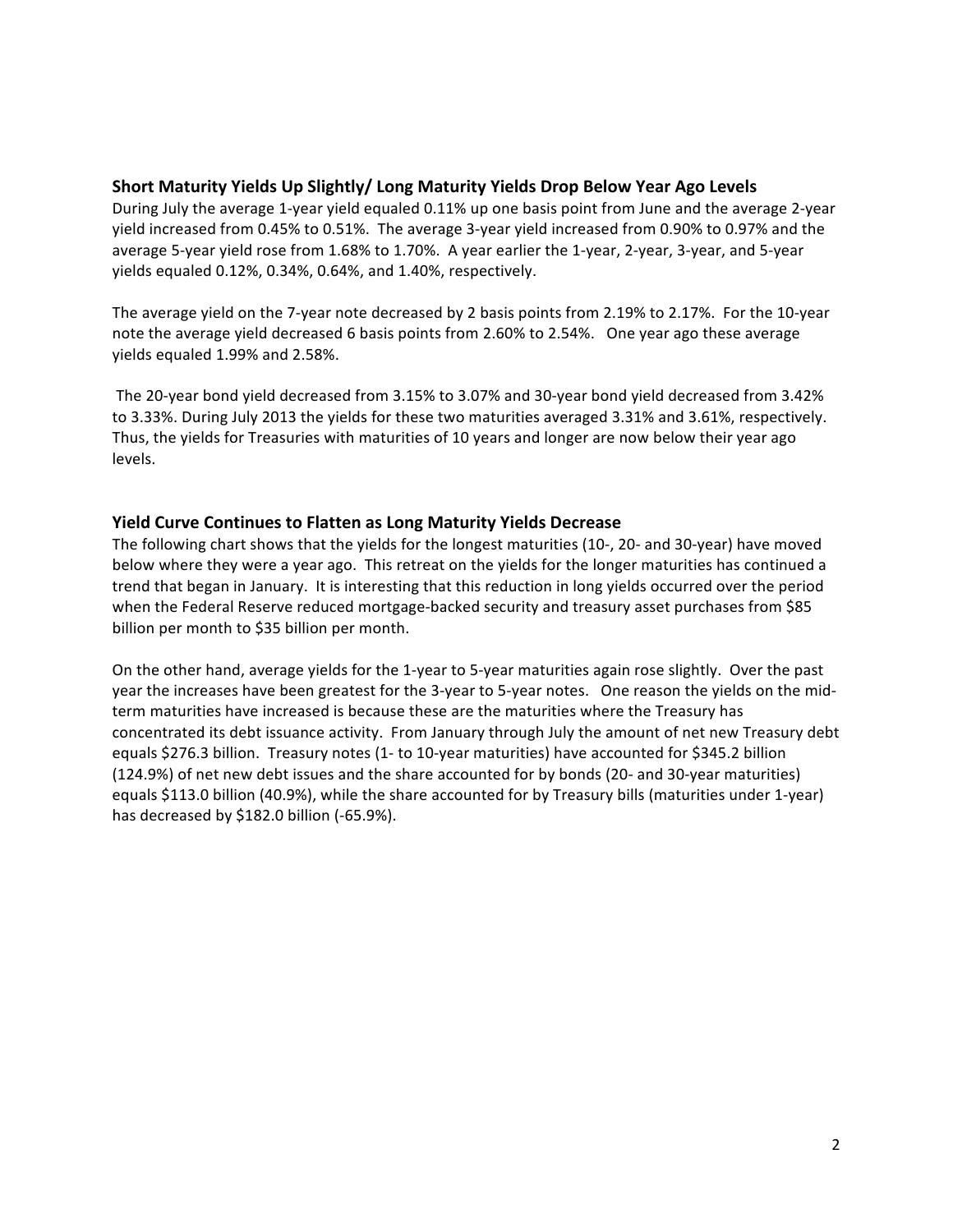## Short Maturity Yields Up Slightly/ Long Maturity Yields Drop Below Year Ago Levels

During July the average 1-year yield equaled 0.11% up one basis point from June and the average 2-year yield increased from 0.45% to 0.51%. The average 3-year yield increased from 0.90% to 0.97% and the average 5-year yield rose from 1.68% to 1.70%. A year earlier the 1-year, 2-year, 3-year, and 5-year yields equaled 0.12%, 0.34%, 0.64%, and 1.40%, respectively.

The average yield on the 7-year note decreased by 2 basis points from 2.19% to 2.17%. For the 10-year note the average yield decreased 6 basis points from 2.60% to 2.54%. One year ago these average yields equaled 1.99% and 2.58%.

The 20-year bond yield decreased from 3.15% to 3.07% and 30-year bond yield decreased from 3.42% to 3.33%. During July 2013 the yields for these two maturities averaged 3.31% and 3.61%, respectively. Thus, the yields for Treasuries with maturities of 10 years and longer are now below their year ago levels.

## Yield Curve Continues to Flatten as Long Maturity Yields Decrease

The following chart shows that the yields for the longest maturities (10-, 20- and 30-year) have moved below where they were a year ago. This retreat on the yields for the longer maturities has continued a trend that began in January. It is interesting that this reduction in long yields occurred over the period when the Federal Reserve reduced mortgage-backed security and treasury asset purchases from $85 billion per month to $35 billion per month.

On the other hand, average yields for the 1-year to 5-year maturities again rose slightly. Over the past year the increases have been greatest for the 3-year to 5-year notes. One reason the yields on the mid-term maturities have increased is because these are the maturities where the Treasury has concentrated its debt issuance activity. From January through July the amount of net new Treasury debt equals $276.3 billion. Treasury notes (1- to 10-year maturities) have accounted for $345.2 billion (124.9%) of net new debt issues and the share accounted for by bonds (20- and 30-year maturities) equals $113.0 billion (40.9%), while the share accounted for by Treasury bills (maturities under 1-year) has decreased by $182.0 billion (-65.9%).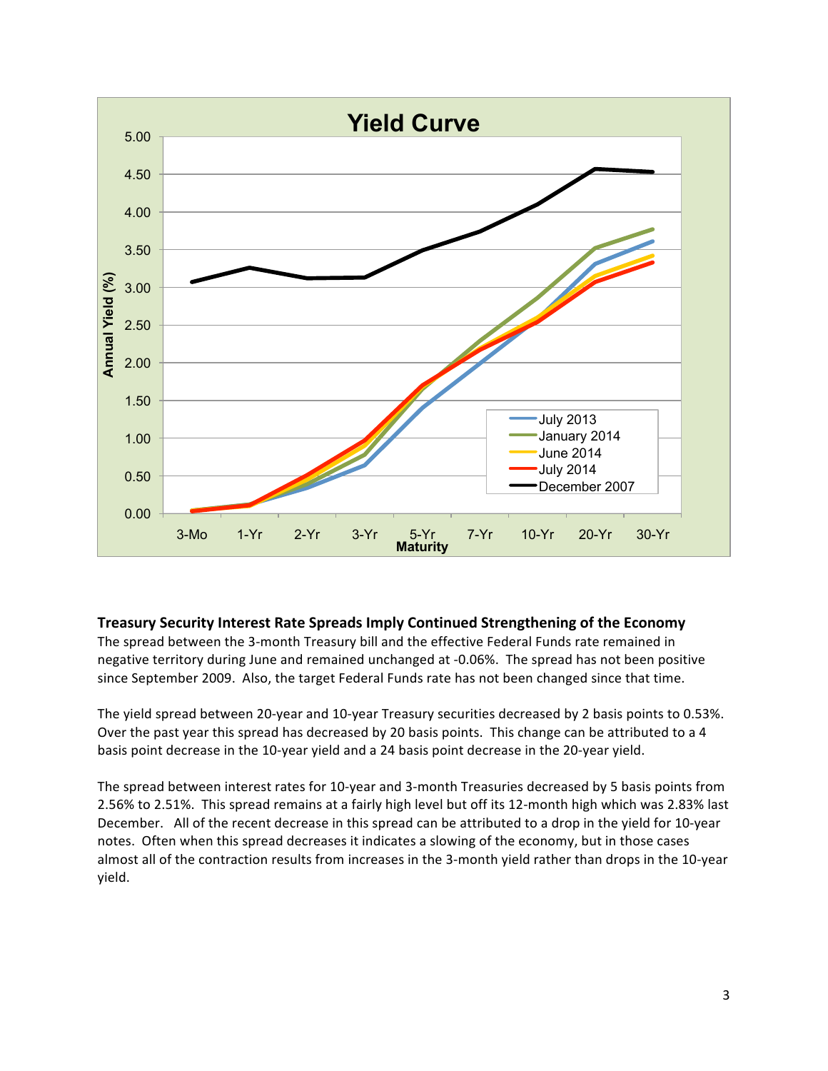**Treasury Security Interest Rate Spreads Imply Continued Strengthening of the Economy**

The spread between the 3-month Treasury bill and the effective Federal Funds rate remained in negative territory during June and remained unchanged at -0.06%. The spread has not been positive since September 2009. Also, the target Federal Funds rate has not been changed since that time.

The yield spread between 20-year and 10-year Treasury securities decreased by 2 basis points to 0.53%. Over the past year this spread has decreased by 20 basis points. This change can be attributed to a 4 basis point decrease in the 10-year yield and a 24 basis point decrease in the 20-year yield.

The spread between interest rates for 10-year and 3-month Treasuries decreased by 5 basis points from 2.56% to 2.51%. This spread remains at a fairly high level but off its 12-month high which was 2.83% last December. All of the recent decrease in this spread can be attributed to a drop in the yield for 10-year notes. Often when this spread decreases it indicates a slowing of the economy, but in those cases almost all of the contraction results from increases in the 3-month yield rather than drops in the 10-year yield.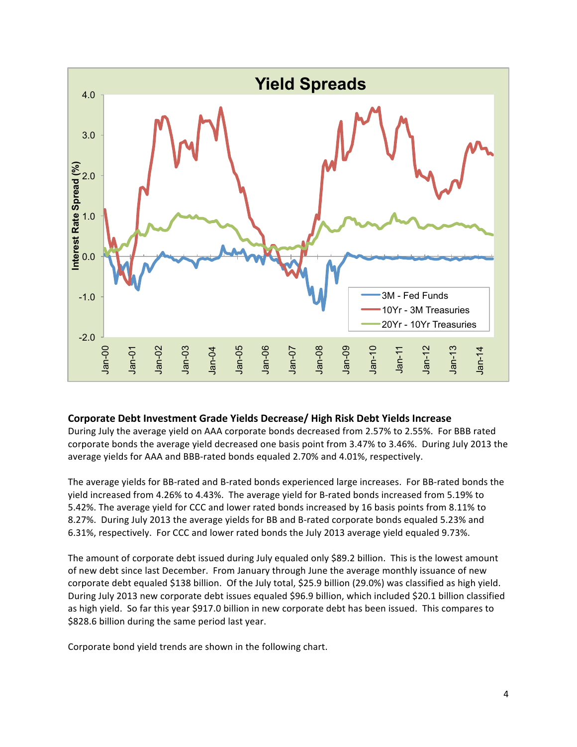## Corporate Debt Investment Grade Yields Decrease/ High Risk Debt Yields Increase

During July the average yield on AAA corporate bonds decreased from 2.57% to 2.55%. For BBB rated corporate bonds the average yield decreased one basis point from 3.47% to 3.46%. During July 2013 the average yields for AAA and BBB-rated bonds equaled 2.70% and 4.01%, respectively.

The average yields for BB-rated and B-rated bonds experienced large increases. For BB-rated bonds the yield increased from 4.26% to 4.43%. The average yield for B-rated bonds increased from 5.19% to 5.42%. The average yield for CCC and lower rated bonds increased by 16 basis points from 8.11% to 8.27%. During July 2013 the average yields for BB and B-rated corporate bonds equaled 5.23% and 6.31%, respectively. For CCC and lower rated bonds the July 2013 average yield equaled 9.73%.

The amount of corporate debt issued during July equaled only $89.2 billion. This is the lowest amount of new debt since last December. From January through June the average monthly issuance of new corporate debt equaled $138 billion. Of the July total, $25.9 billion (29.0%) was classified as high yield. During July 2013 new corporate debt issues equaled $96.9 billion, which included $20.1 billion classified as high yield. So far this year $917.0 billion in new corporate debt has been issued. This compares to $828.6 billion during the same period last year.

Corporate bond yield trends are shown in the following chart.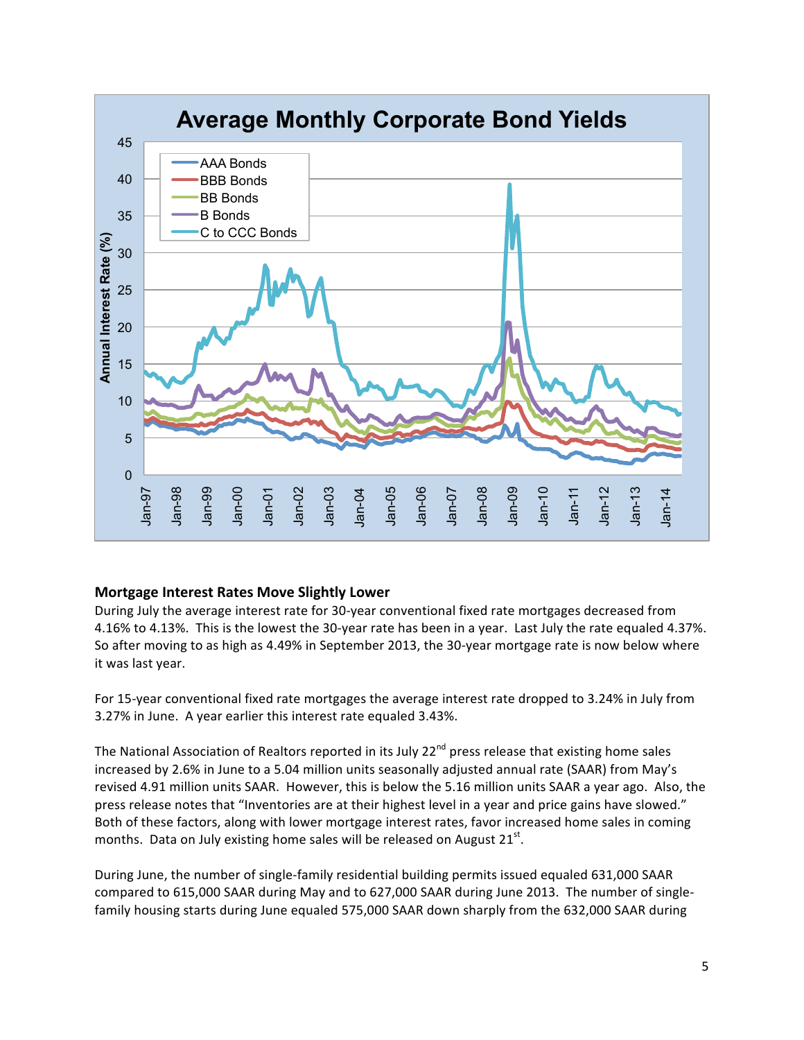## Mortgage Interest Rates Move Slightly Lower

During July the average interest rate for 30-year conventional fixed rate mortgages decreased from 4.16% to 4.13%. This is the lowest the 30-year rate has been in a year. Last July the rate equaled 4.37%. So after moving to as high as 4.49% in September 2013, the 30-year mortgage rate is now below where it was last year.

For 15-year conventional fixed rate mortgages the average interest rate dropped to 3.24% in July from 3.27% in June. A year earlier this interest rate equaled 3.43%.

The National Association of Realtors reported in its July 22nd press release that existing home sales increased by 2.6% in June to a 5.04 million units seasonally adjusted annual rate (SAAR) from May's revised 4.91 million units SAAR. However, this is below the 5.16 million units SAAR a year ago. Also, the press release notes that "Inventories are at their highest level in a year and price gains have slowed." Both of these factors, along with lower mortgage interest rates, favor increased home sales in coming months. Data on July existing home sales will be released on August 21st.

During June, the number of single-family residential building permits issued equaled 631,000 SAAR compared to 615,000 SAAR during May and to 627,000 SAAR during June 2013. The number of single-family housing starts during June equaled 575,000 SAAR down sharply from the 632,000 SAAR during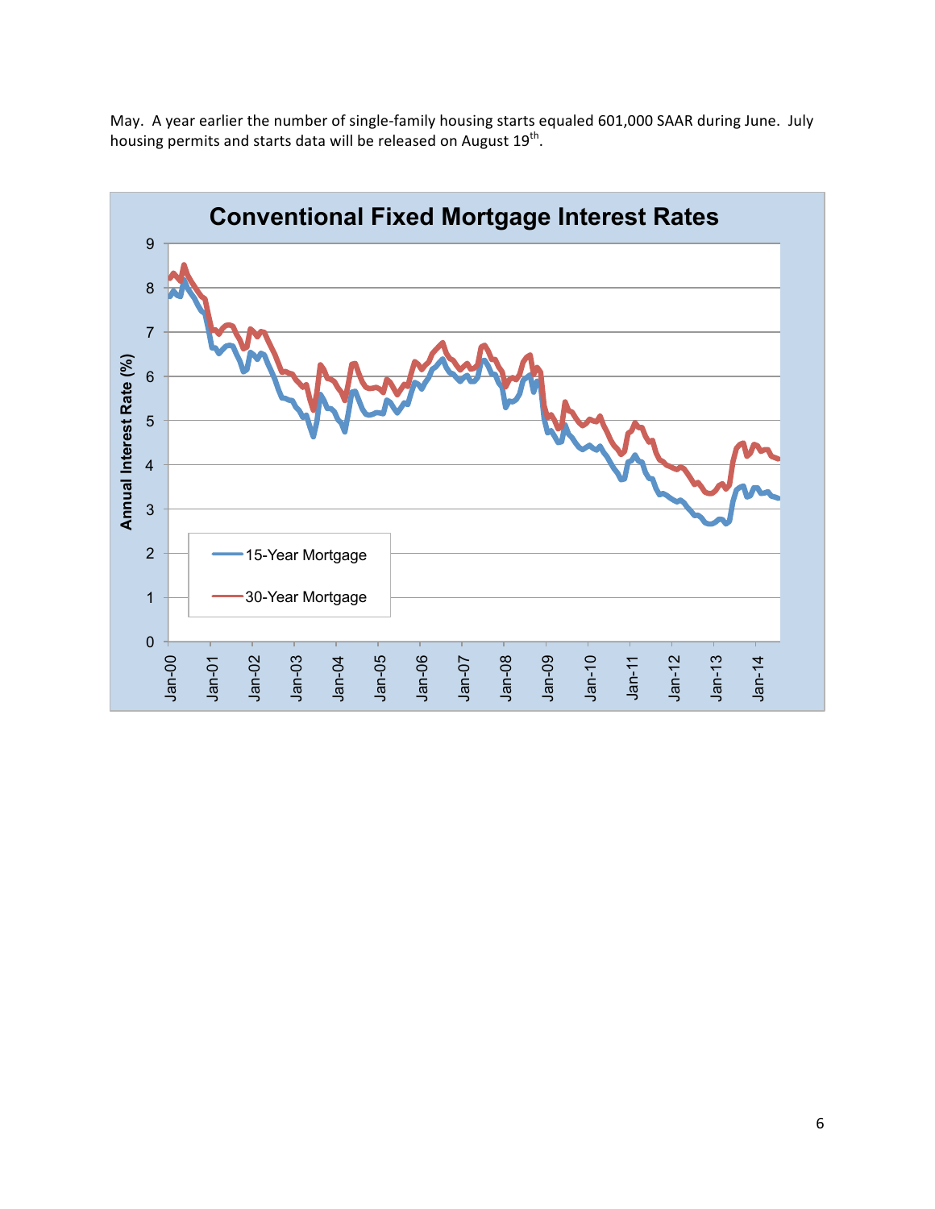May. A year earlier the number of single-family housing starts equaled 601,000 SAAR during June. July housing permits and starts data will be released on August 19th.

Conventional Fixed Mortgage Interest Rates

Annual Interest Rate (%)

0
1
2
3
4
5
6
7
8
9

Jan-00
Jan-01
Jan-02
Jan-03
Jan-04
Jan-05
Jan-06
Jan-07
Jan-08
Jan-09
Jan-10
Jan-11
Jan-12
Jan-13
Jan-14

15-Year Mortgage
30-Year Mortgage